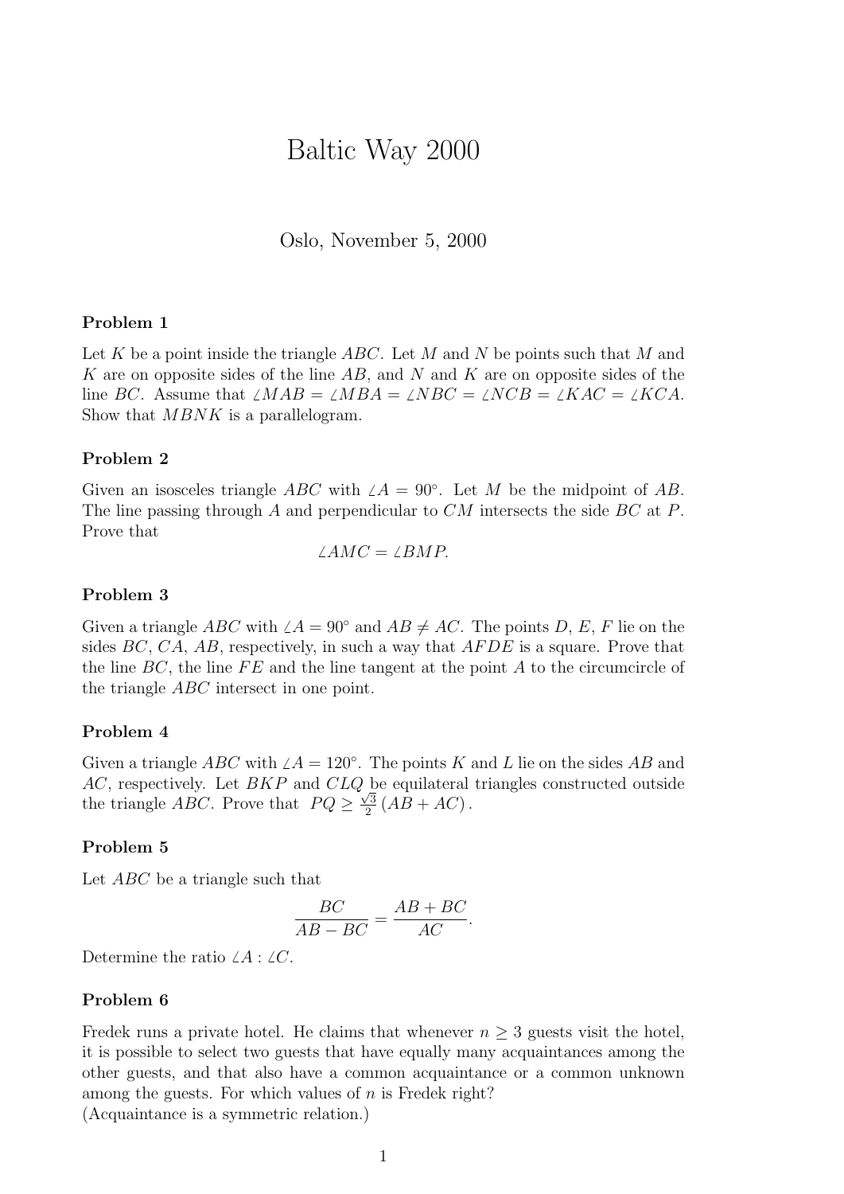# Baltic Way 2000

Oslo, November 5, 2000

### Problem 1

Let $K$ be a point inside the triangle $ABC$. Let $M$ and $N$ be points such that $M$ and $K$ are on opposite sides of the line $AB$, and $N$ and $K$ are on opposite sides of the line $BC$. Assume that $\angle MAB = \angle MBA = \angle NBC = \angle NCB = \angle KAC = \angle KCA$. Show that $MBNK$ is a parallelogram.

### Problem 2

Given an isosceles triangle $ABC$ with $\angle A = 90^\circ$. Let $M$ be the midpoint of $AB$. The line passing through $A$ and perpendicular to $CM$ intersects the side $BC$ at $P$. Prove that

$$\angle AMC = \angle BMP.$$

### Problem 3

Given a triangle $ABC$ with $\angle A = 90^\circ$ and $AB \neq AC$. The points $D$, $E$, $F$ lie on the sides $BC$, $CA$, $AB$, respectively, in such a way that $AFDE$ is a square. Prove that the line $BC$, the line $FE$ and the line tangent at the point $A$ to the circumcircle of the triangle $ABC$ intersect in one point.

### Problem 4

Given a triangle $ABC$ with $\angle A = 120^\circ$. The points $K$ and $L$ lie on the sides $AB$ and $AC$, respectively. Let $BKP$ and $CLQ$ be equilateral triangles constructed outside the triangle $ABC$. Prove that $PQ \geq \frac{\sqrt{3}}{2}(AB + AC)$.

### Problem 5

Let $ABC$ be a triangle such that

$$\frac{BC}{AB - BC} = \frac{AB + BC}{AC}.$$

Determine the ratio $\angle A : \angle C$.

### Problem 6

Fredek runs a private hotel. He claims that whenever $n \geq 3$ guests visit the hotel, it is possible to select two guests that have equally many acquaintances among the other guests, and that also have a common acquaintance or a common unknown among the guests. For which values of $n$ is Fredek right?
(Acquaintance is a symmetric relation.)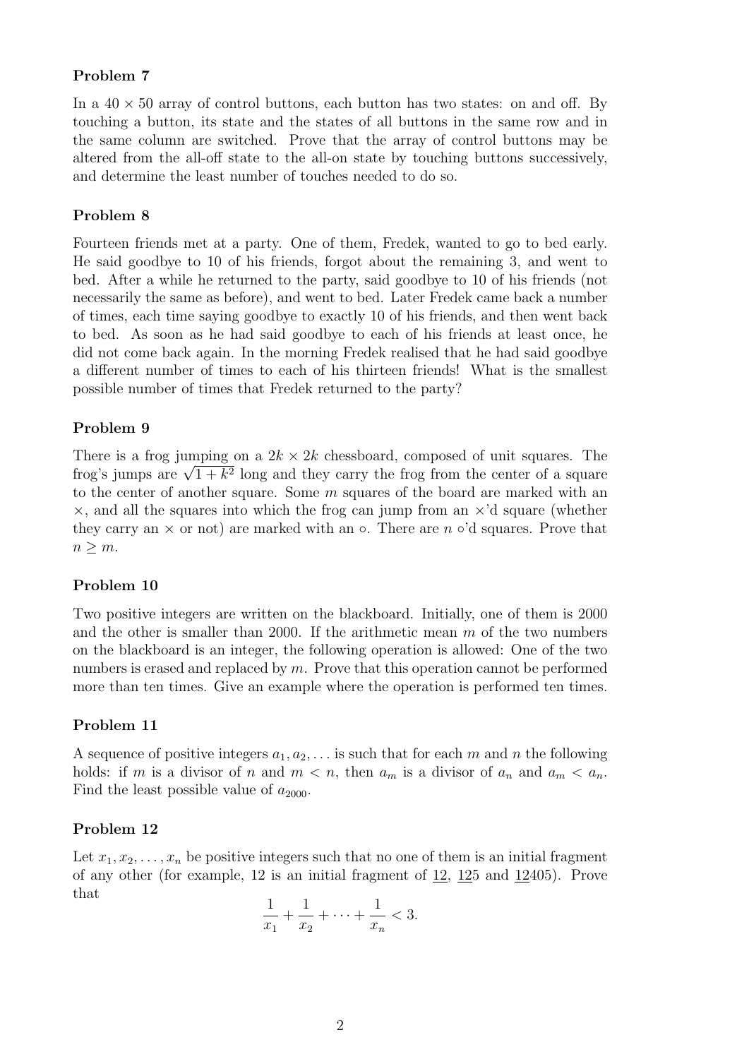### Problem 7

In a $40 \times 50$ array of control buttons, each button has two states: on and off. By touching a button, its state and the states of all buttons in the same row and in the same column are switched. Prove that the array of control buttons may be altered from the all-off state to the all-on state by touching buttons successively, and determine the least number of touches needed to do so.

### Problem 8

Fourteen friends met at a party. One of them, Fredek, wanted to go to bed early. He said goodbye to 10 of his friends, forgot about the remaining 3, and went to bed. After a while he returned to the party, said goodbye to 10 of his friends (not necessarily the same as before), and went to bed. Later Fredek came back a number of times, each time saying goodbye to exactly 10 of his friends, and then went back to bed. As soon as he had said goodbye to each of his friends at least once, he did not come back again. In the morning Fredek realised that he had said goodbye a different number of times to each of his thirteen friends! What is the smallest possible number of times that Fredek returned to the party?

### Problem 9

There is a frog jumping on a $2k \times 2k$ chessboard, composed of unit squares. The frog's jumps are $\sqrt{1+k^2}$ long and they carry the frog from the center of a square to the center of another square. Some $m$ squares of the board are marked with an $\times$, and all the squares into which the frog can jump from an $\times$'d square (whether they carry an $\times$ or not) are marked with an $\circ$. There are $n$ $\circ$'d squares. Prove that $n \geq m$.

### Problem 10

Two positive integers are written on the blackboard. Initially, one of them is 2000 and the other is smaller than 2000. If the arithmetic mean $m$ of the two numbers on the blackboard is an integer, the following operation is allowed: One of the two numbers is erased and replaced by $m$. Prove that this operation cannot be performed more than ten times. Give an example where the operation is performed ten times.

### Problem 11

A sequence of positive integers $a_1, a_2, \ldots$ is such that for each $m$ and $n$ the following holds: if $m$ is a divisor of $n$ and $m < n$, then $a_m$ is a divisor of $a_n$ and $a_m < a_n$. Find the least possible value of $a_{2000}$.

### Problem 12

Let $x_1, x_2, \ldots, x_n$ be positive integers such that no one of them is an initial fragment of any other (for example, 12 is an initial fragment of <u>12</u>, <u>12</u>5 and <u>12</u>405). Prove that

$$\frac{1}{x_1} + \frac{1}{x_2} + \cdots + \frac{1}{x_n} < 3.$$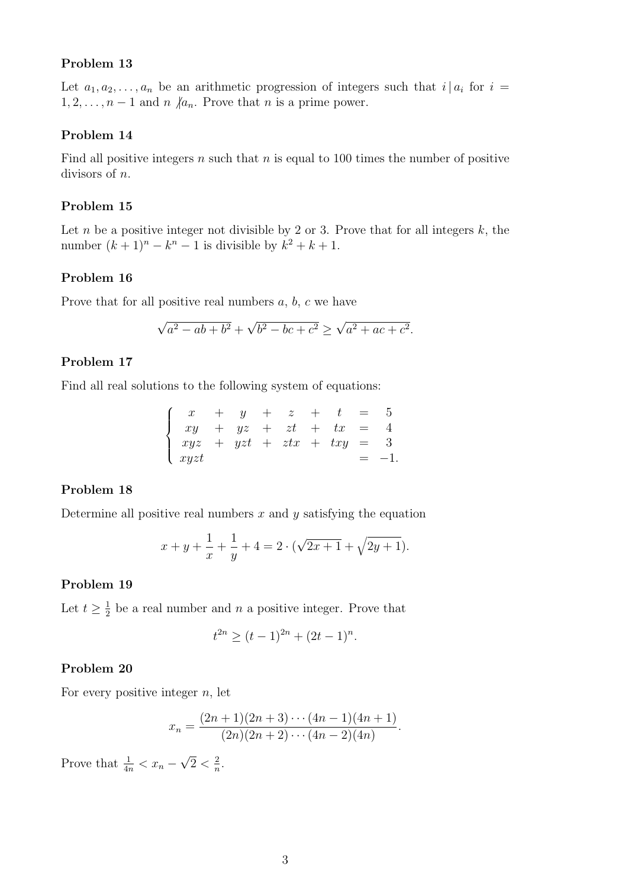### Problem 13

Let $a_1, a_2, \ldots, a_n$ be an arithmetic progression of integers such that $i \,|\, a_i$ for $i = 1, 2, \ldots, n-1$ and $n \nmid a_n$. Prove that $n$ is a prime power.

### Problem 14

Find all positive integers $n$ such that $n$ is equal to 100 times the number of positive divisors of $n$.

### Problem 15

Let $n$ be a positive integer not divisible by 2 or 3. Prove that for all integers $k$, the number $(k+1)^n - k^n - 1$ is divisible by $k^2 + k + 1$.

### Problem 16

Prove that for all positive real numbers $a$, $b$, $c$ we have

$$\sqrt{a^2 - ab + b^2} + \sqrt{b^2 - bc + c^2} \geq \sqrt{a^2 + ac + c^2}.$$

### Problem 17

Find all real solutions to the following system of equations:

$$\begin{cases} x + y + z + t = 5 \\ xy + yz + zt + tx = 4 \\ xyz + yzt + ztx + txy = 3 \\ xyzt = -1. \end{cases}$$

### Problem 18

Determine all positive real numbers $x$ and $y$ satisfying the equation

$$x + y + \frac{1}{x} + \frac{1}{y} + 4 = 2 \cdot (\sqrt{2x+1} + \sqrt{2y+1}).$$

### Problem 19

Let $t \geq \frac{1}{2}$ be a real number and $n$ a positive integer. Prove that

$$t^{2n} \geq (t-1)^{2n} + (2t-1)^n.$$

### Problem 20

For every positive integer $n$, let

$$x_n = \frac{(2n+1)(2n+3)\cdots(4n-1)(4n+1)}{(2n)(2n+2)\cdots(4n-2)(4n)}.$$

Prove that $\frac{1}{4n} < x_n - \sqrt{2} < \frac{2}{n}$.